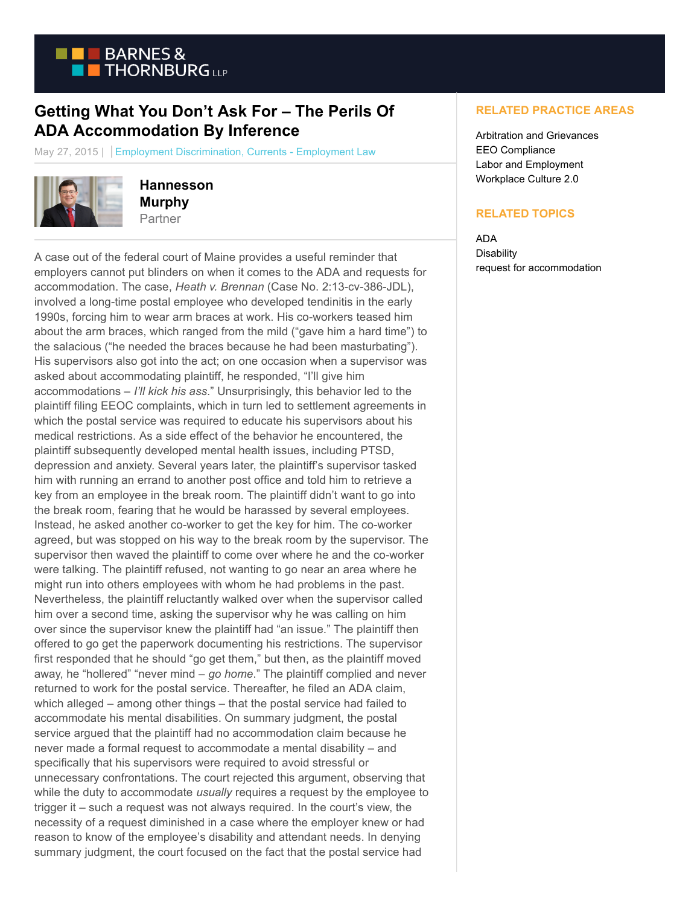# Getting What You Don't Ask For – The Perils Of ADA Accommodation By Inference

May 27, 2015 | Employment Discrimination, Currents - Employment Law

**Hannesson Murphy**
Partner

A case out of the federal court of Maine provides a useful reminder that employers cannot put blinders on when it comes to the ADA and requests for accommodation. The case, *Heath v. Brennan* (Case No. 2:13-cv-386-JDL), involved a long-time postal employee who developed tendinitis in the early 1990s, forcing him to wear arm braces at work. His co-workers teased him about the arm braces, which ranged from the mild ("gave him a hard time") to the salacious ("he needed the braces because he had been masturbating"). His supervisors also got into the act; on one occasion when a supervisor was asked about accommodating plaintiff, he responded, "I'll give him accommodations – *I'll kick his ass*." Unsurprisingly, this behavior led to the plaintiff filing EEOC complaints, which in turn led to settlement agreements in which the postal service was required to educate his supervisors about his medical restrictions. As a side effect of the behavior he encountered, the plaintiff subsequently developed mental health issues, including PTSD, depression and anxiety. Several years later, the plaintiff's supervisor tasked him with running an errand to another post office and told him to retrieve a key from an employee in the break room. The plaintiff didn't want to go into the break room, fearing that he would be harassed by several employees. Instead, he asked another co-worker to get the key for him. The co-worker agreed, but was stopped on his way to the break room by the supervisor. The supervisor then waved the plaintiff to come over where he and the co-worker were talking. The plaintiff refused, not wanting to go near an area where he might run into others employees with whom he had problems in the past. Nevertheless, the plaintiff reluctantly walked over when the supervisor called him over a second time, asking the supervisor why he was calling on him over since the supervisor knew the plaintiff had "an issue." The plaintiff then offered to go get the paperwork documenting his restrictions. The supervisor first responded that he should "go get them," but then, as the plaintiff moved away, he "hollered" "never mind – *go home*." The plaintiff complied and never returned to work for the postal service. Thereafter, he filed an ADA claim, which alleged – among other things – that the postal service had failed to accommodate his mental disabilities. On summary judgment, the postal service argued that the plaintiff had no accommodation claim because he never made a formal request to accommodate a mental disability – and specifically that his supervisors were required to avoid stressful or unnecessary confrontations. The court rejected this argument, observing that while the duty to accommodate *usually* requires a request by the employee to trigger it – such a request was not always required. In the court's view, the necessity of a request diminished in a case where the employer knew or had reason to know of the employee's disability and attendant needs. In denying summary judgment, the court focused on the fact that the postal service had

## RELATED PRACTICE AREAS

Arbitration and Grievances
EEO Compliance
Labor and Employment
Workplace Culture 2.0

## RELATED TOPICS

ADA
Disability
request for accommodation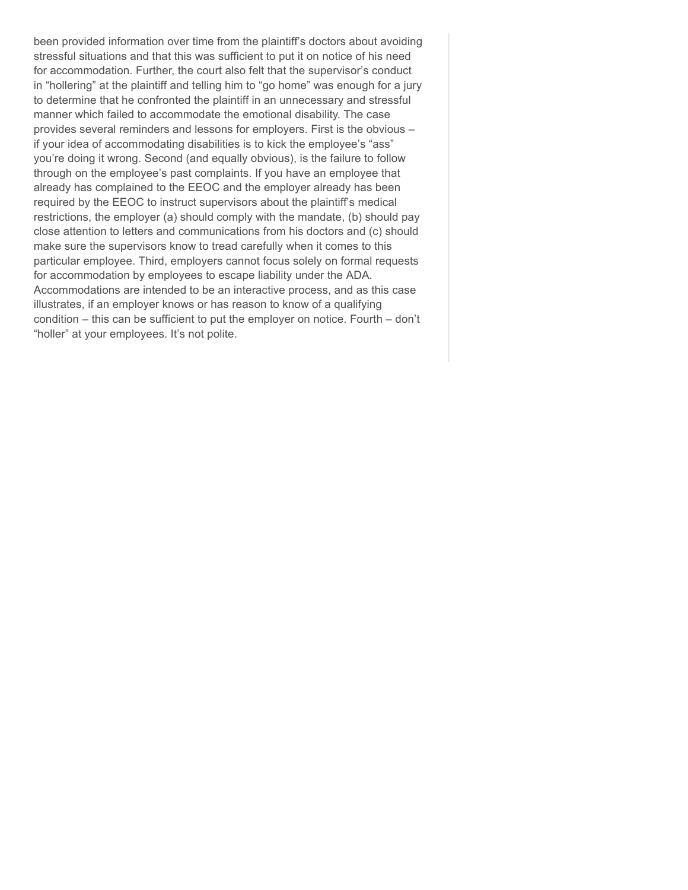been provided information over time from the plaintiff's doctors about avoiding stressful situations and that this was sufficient to put it on notice of his need for accommodation. Further, the court also felt that the supervisor's conduct in "hollering" at the plaintiff and telling him to "go home" was enough for a jury to determine that he confronted the plaintiff in an unnecessary and stressful manner which failed to accommodate the emotional disability. The case provides several reminders and lessons for employers. First is the obvious – if your idea of accommodating disabilities is to kick the employee's "ass" you're doing it wrong. Second (and equally obvious), is the failure to follow through on the employee's past complaints. If you have an employee that already has complained to the EEOC and the employer already has been required by the EEOC to instruct supervisors about the plaintiff's medical restrictions, the employer (a) should comply with the mandate, (b) should pay close attention to letters and communications from his doctors and (c) should make sure the supervisors know to tread carefully when it comes to this particular employee. Third, employers cannot focus solely on formal requests for accommodation by employees to escape liability under the ADA. Accommodations are intended to be an interactive process, and as this case illustrates, if an employer knows or has reason to know of a qualifying condition – this can be sufficient to put the employer on notice. Fourth – don't "holler" at your employees. It's not polite.